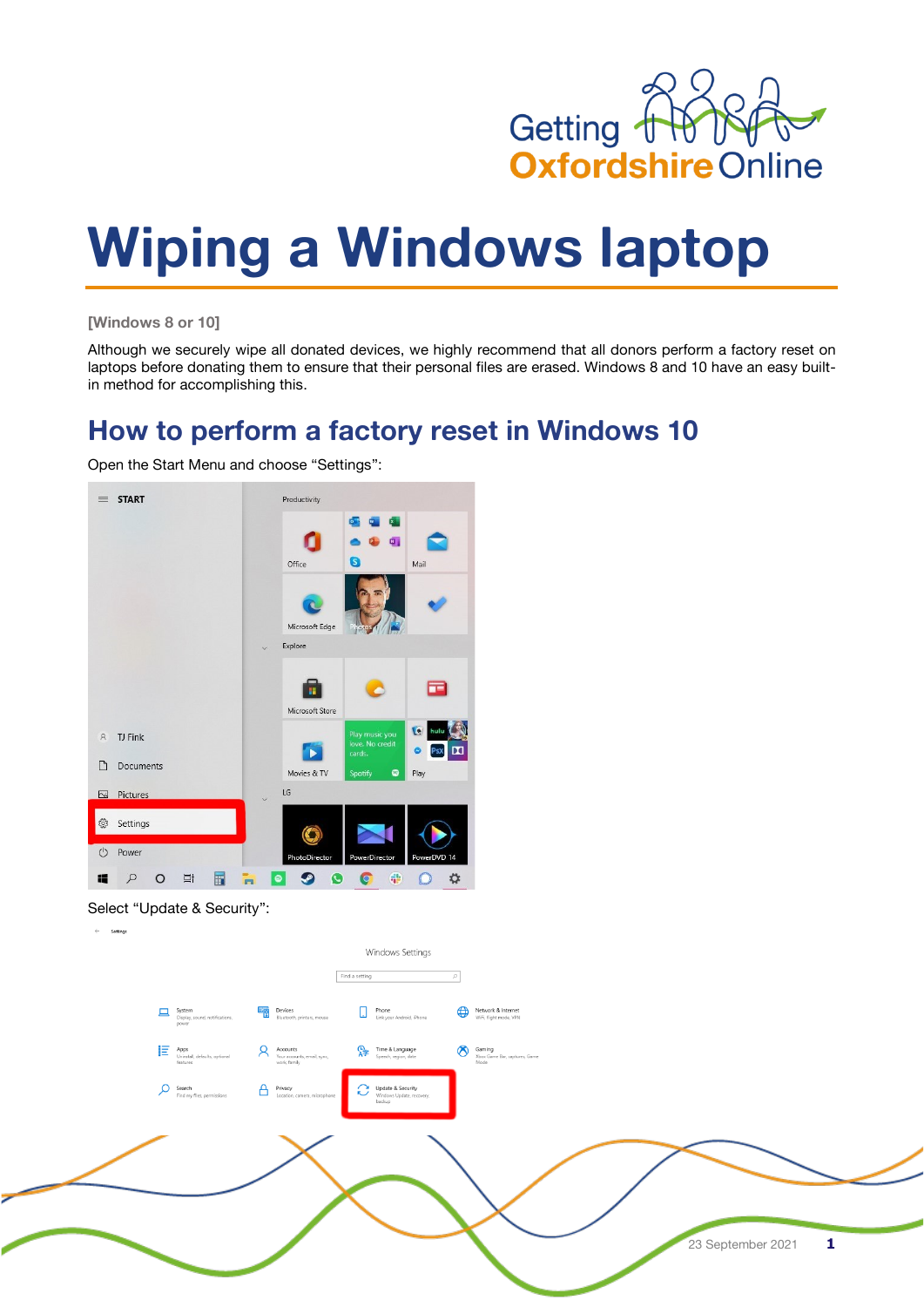# Wiping a Windows laptop

[Windows 8 or 10]

Although we securely wipe all donated devices, we highly recommend that all donors perform a factory reset on laptops before donating them to ensure that their personal files are erased. Windows 8 and 10 have an easy built-in method for accomplishing this.

## How to perform a factory reset in Windows 10

Open the Start Menu and choose "Settings":

Select "Update & Security":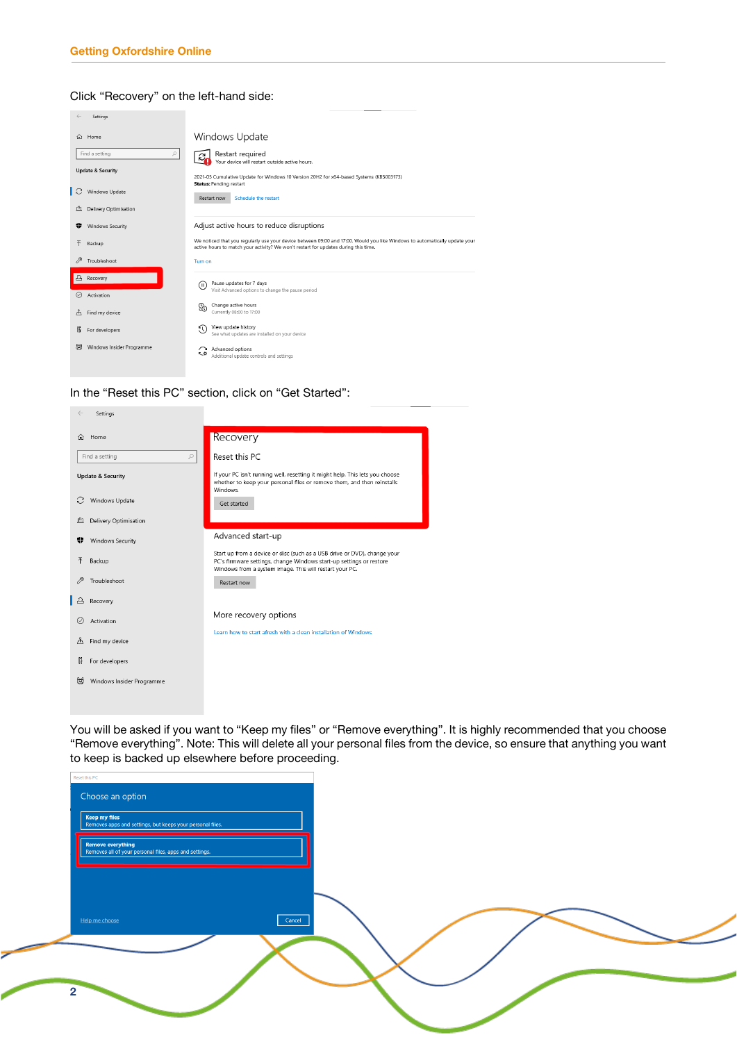Click “Recovery” on the left-hand side:

In the “Reset this PC” section, click on “Get Started”:

You will be asked if you want to “Keep my files” or “Remove everything”. It is highly recommended that you choose “Remove everything”. Note: This will delete all your personal files from the device, so ensure that anything you want to keep is backed up elsewhere before proceeding.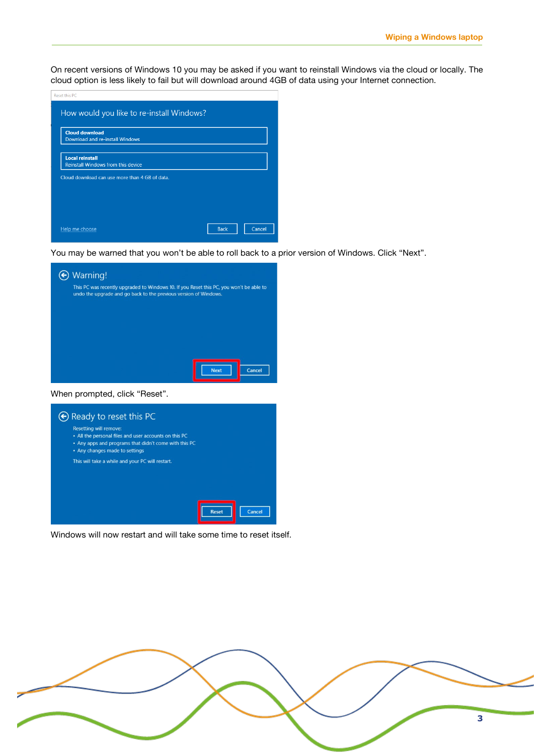On recent versions of Windows 10 you may be asked if you want to reinstall Windows via the cloud or locally. The cloud option is less likely to fail but will download around 4GB of data using your Internet connection.

You may be warned that you won't be able to roll back to a prior version of Windows. Click "Next".

When prompted, click "Reset".

Windows will now restart and will take some time to reset itself.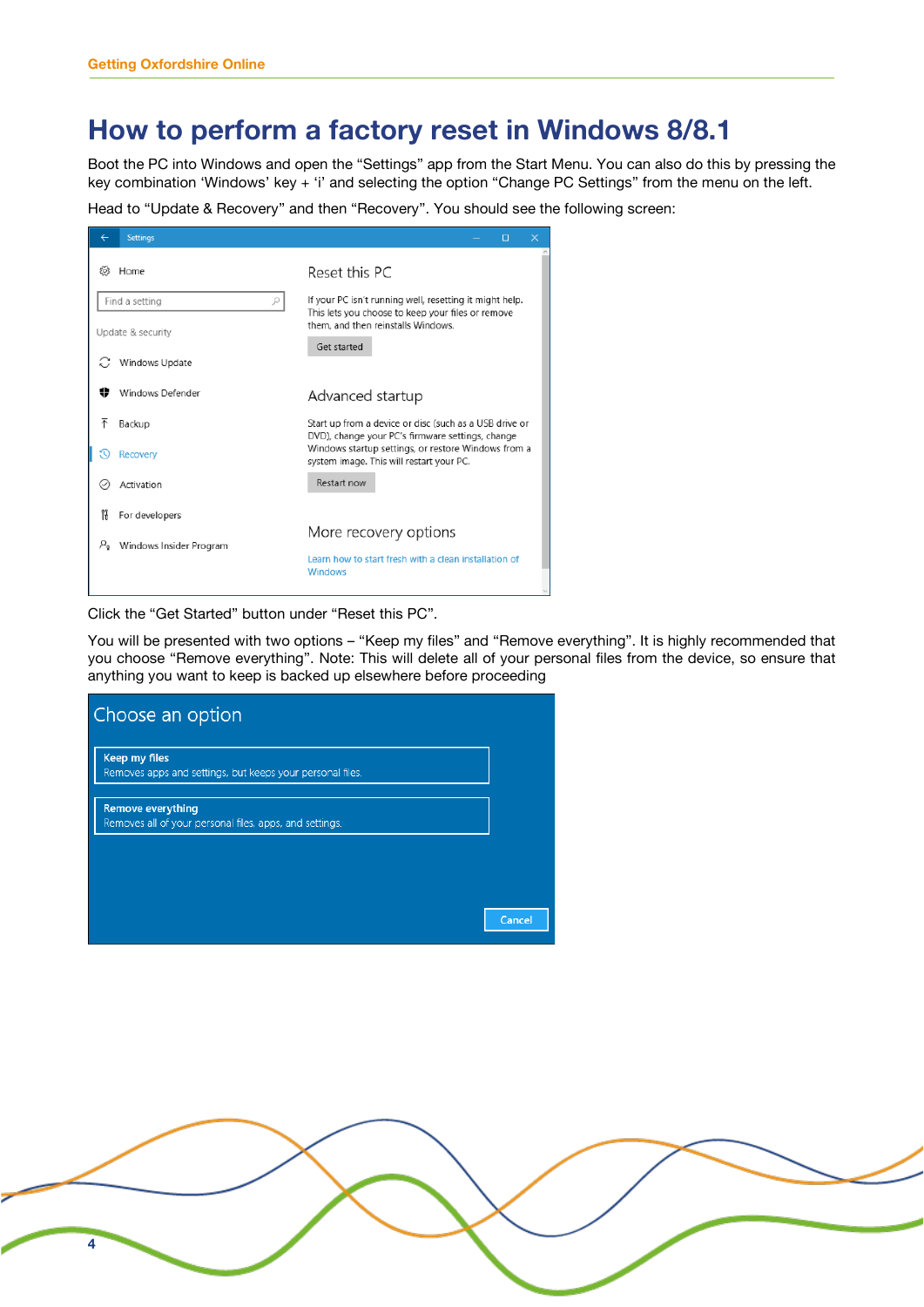# How to perform a factory reset in Windows 8/8.1

Boot the PC into Windows and open the “Settings” app from the Start Menu. You can also do this by pressing the key combination ‘Windows’ key + ‘i’ and selecting the option “Change PC Settings” from the menu on the left.

Head to “Update & Recovery” and then “Recovery”. You should see the following screen:

Click the “Get Started” button under “Reset this PC”.

You will be presented with two options – “Keep my files” and “Remove everything”. It is highly recommended that you choose “Remove everything”. Note: This will delete all of your personal files from the device, so ensure that anything you want to keep is backed up elsewhere before proceeding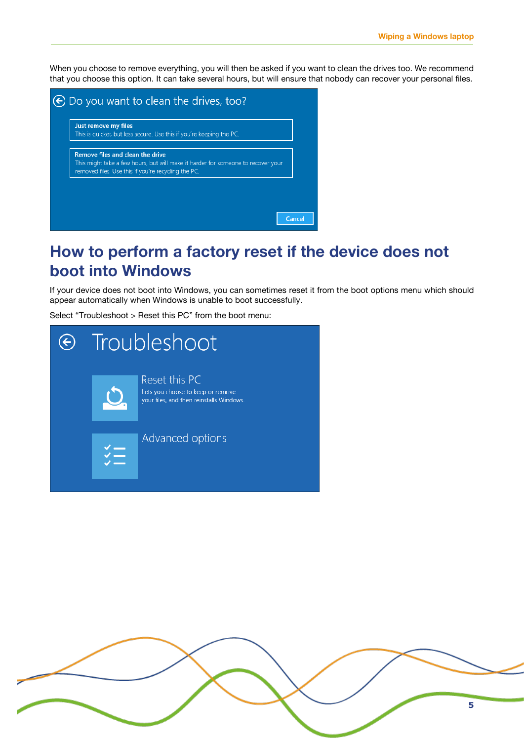When you choose to remove everything, you will then be asked if you want to clean the drives too. We recommend that you choose this option. It can take several hours, but will ensure that nobody can recover your personal files.

Do you want to clean the drives, too?

**Just remove my files**
This is quicker, but less secure. Use this if you're keeping the PC.

**Remove files and clean the drive**
This might take a few hours, but will make it harder for someone to recover your removed files. Use this if you're recycling the PC.

Cancel

## How to perform a factory reset if the device does not boot into Windows

If your device does not boot into Windows, you can sometimes reset it from the boot options menu which should appear automatically when Windows is unable to boot successfully.

Select "Troubleshoot > Reset this PC" from the boot menu:

Troubleshoot

Reset this PC
Lets you choose to keep or remove your files, and then reinstalls Windows.

Advanced options